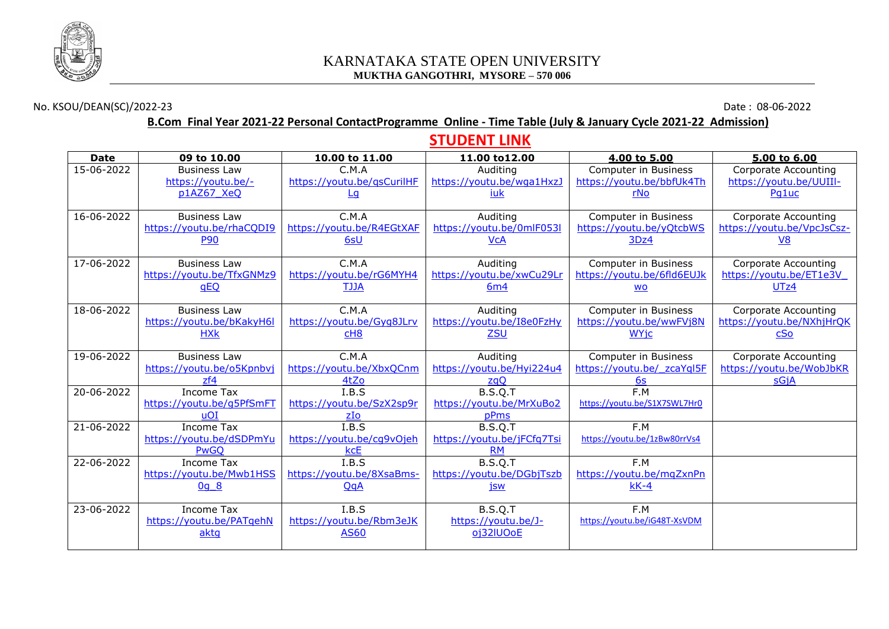# KARNATAKA STATE OPEN UNIVERSITY

**MUKTHA GANGOTHRI, MYSORE – 570 006**

No. KSOU/DEAN(SC)/2022-23

Date : 08-06-2022

**B.Com Final Year 2021-22 Personal ContactProgramme Online - Time Table (July & January Cycle 2021-22 Admission)**

## STUDENT LINK

| Date | 09 to 10.00 | 10.00 to 11.00 | 11.00 to12.00 | 4.00 to 5.00 | 5.00 to 6.00 |
|---|---|---|---|---|---|
| 15-06-2022 | Business Law https://youtu.be/-p1AZ67_XeQ | C.M.A https://youtu.be/qsCurilHFLg | Auditing https://youtu.be/wga1HxzJiuk | Computer in Business https://youtu.be/bbfUk4ThrNo | Corporate Accounting https://youtu.be/UUIIl-Pg1uc |
| 16-06-2022 | Business Law https://youtu.be/rhaCQDI9P90 | C.M.A https://youtu.be/R4EGtXAF6sU | Auditing https://youtu.be/0mlF053lVcA | Computer in Business https://youtu.be/yQtcbWS3Dz4 | Corporate Accounting https://youtu.be/VpcJsCsz-V8 |
| 17-06-2022 | Business Law https://youtu.be/TfxGNMz9qEQ | C.M.A https://youtu.be/rG6MYH4TJJA | Auditing https://youtu.be/xwCu29Lr6m4 | Computer in Business https://youtu.be/6fld6EUJkwo | Corporate Accounting https://youtu.be/ET1e3V_UTz4 |
| 18-06-2022 | Business Law https://youtu.be/bKakyH6lHXk | C.M.A https://youtu.be/Gyg8JLrvcH8 | Auditing https://youtu.be/I8e0FzHyZSU | Computer in Business https://youtu.be/wwFVj8NWYjc | Corporate Accounting https://youtu.be/NXhjHrQKcSo |
| 19-06-2022 | Business Law https://youtu.be/o5Kpnbvjzf4 | C.M.A https://youtu.be/XbxQCnm4tZo | Auditing https://youtu.be/Hyi224u4zqQ | Computer in Business https://youtu.be/_zcaYql5F6s | Corporate Accounting https://youtu.be/WobJbKRsGjA |
| 20-06-2022 | Income Tax https://youtu.be/g5PfSmFTuOI | I.B.S https://youtu.be/SzX2sp9rzIo | B.S.Q.T https://youtu.be/MrXuBo2pPms | F.M https://youtu.be/S1X7SWL7Hr0 | |
| 21-06-2022 | Income Tax https://youtu.be/dSDPmYuPwGQ | I.B.S https://youtu.be/cg9vOjehkcE | B.S.Q.T https://youtu.be/jFCfq7TsiRM | F.M https://youtu.be/1zBw80rrVs4 | |
| 22-06-2022 | Income Tax https://youtu.be/Mwb1HSS0g_8 | I.B.S https://youtu.be/8XsaBms-QqA | B.S.Q.T https://youtu.be/DGbjTszbjsw | F.M https://youtu.be/mqZxnPnkK-4 | |
| 23-06-2022 | Income Tax https://youtu.be/PATqehNaktg | I.B.S https://youtu.be/Rbm3eJKAS60 | B.S.Q.T https://youtu.be/J-oj32lUOoE | F.M https://youtu.be/iG48T-XsVDM | |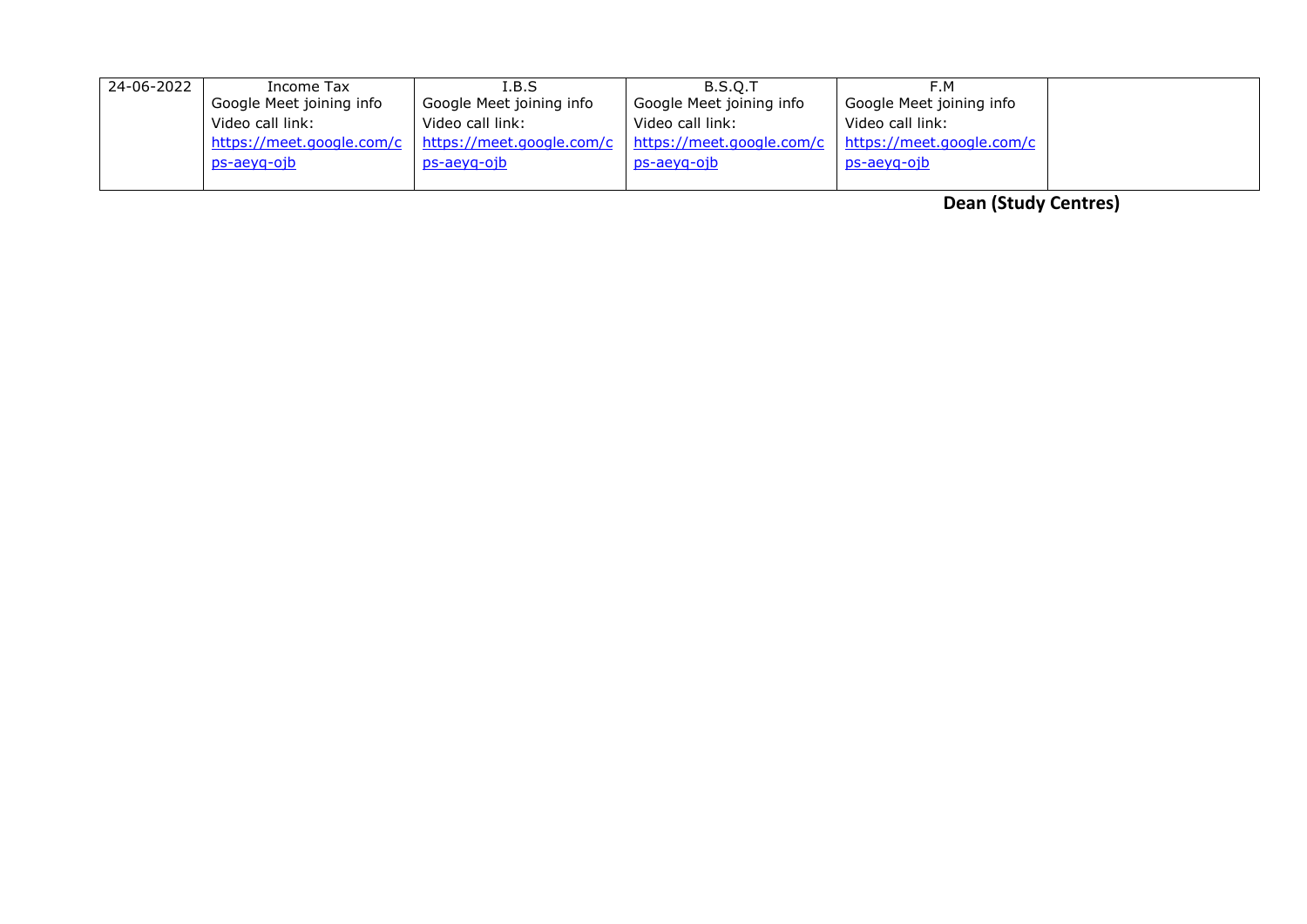| | | | | | |
|---|---|---|---|---|---|
| 24-06-2022 | Income Tax<br>Google Meet joining info<br>Video call link:<br>https://meet.google.com/cps-aeyq-ojb | I.B.S<br>Google Meet joining info<br>Video call link:<br>https://meet.google.com/cps-aeyq-ojb | B.S.Q.T<br>Google Meet joining info<br>Video call link:<br>https://meet.google.com/cps-aeyq-ojb | F.M<br>Google Meet joining info<br>Video call link:<br>https://meet.google.com/cps-aeyq-ojb | |

**Dean (Study Centres)**